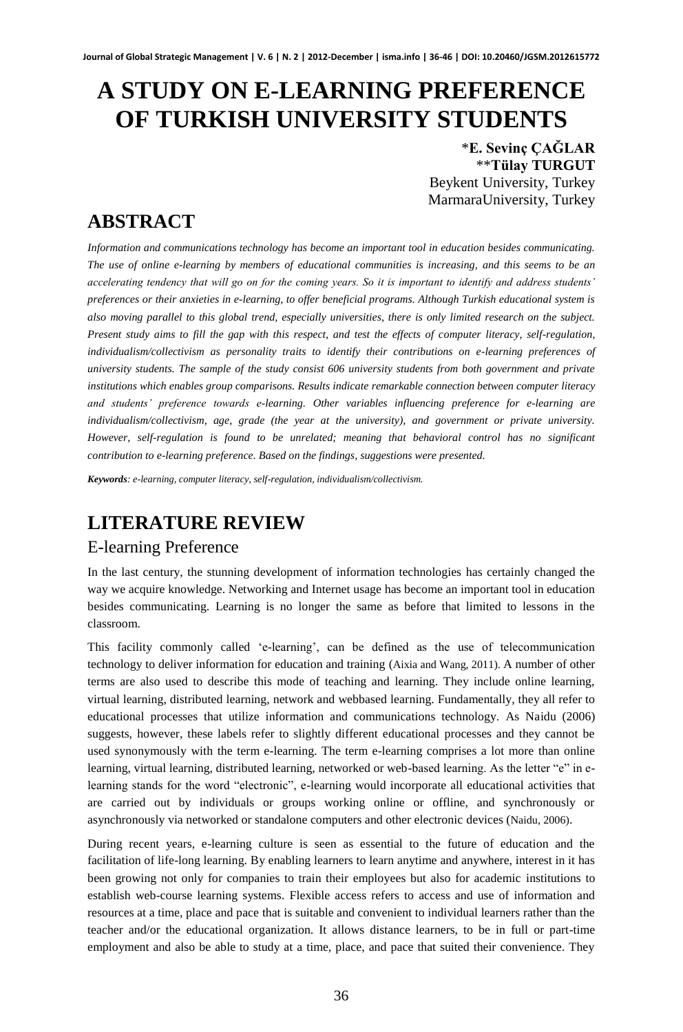# A STUDY ON E-LEARNING PREFERENCE OF TURKISH UNIVERSITY STUDENTS

*E. Sevinç ÇAĞLAR
**Tülay TURGUT
Beykent University, Turkey
MarmaraUniversity, Turkey

## ABSTRACT

*Information and communications technology has become an important tool in education besides communicating. The use of online e-learning by members of educational communities is increasing, and this seems to be an accelerating tendency that will go on for the coming years. So it is important to identify and address students' preferences or their anxieties in e-learning, to offer beneficial programs. Although Turkish educational system is also moving parallel to this global trend, especially universities, there is only limited research on the subject. Present study aims to fill the gap with this respect, and test the effects of computer literacy, self-regulation, individualism/collectivism as personality traits to identify their contributions on e-learning preferences of university students. The sample of the study consist 606 university students from both government and private institutions which enables group comparisons. Results indicate remarkable connection between computer literacy and students' preference towards e-learning. Other variables influencing preference for e-learning are individualism/collectivism, age, grade (the year at the university), and government or private university. However, self-regulation is found to be unrelated; meaning that behavioral control has no significant contribution to e-learning preference. Based on the findings, suggestions were presented.*

***Keywords**: e-learning, computer literacy, self-regulation, individualism/collectivism.*

## LITERATURE REVIEW

### E-learning Preference

In the last century, the stunning development of information technologies has certainly changed the way we acquire knowledge. Networking and Internet usage has become an important tool in education besides communicating. Learning is no longer the same as before that limited to lessons in the classroom.

This facility commonly called 'e-learning', can be defined as the use of telecommunication technology to deliver information for education and training (Aixia and Wang, 2011). A number of other terms are also used to describe this mode of teaching and learning. They include online learning, virtual learning, distributed learning, network and webbased learning. Fundamentally, they all refer to educational processes that utilize information and communications technology. As Naidu (2006) suggests, however, these labels refer to slightly different educational processes and they cannot be used synonymously with the term e-learning. The term e-learning comprises a lot more than online learning, virtual learning, distributed learning, networked or web-based learning. As the letter "e" in e-learning stands for the word "electronic", e-learning would incorporate all educational activities that are carried out by individuals or groups working online or offline, and synchronously or asynchronously via networked or standalone computers and other electronic devices (Naidu, 2006).

During recent years, e-learning culture is seen as essential to the future of education and the facilitation of life-long learning. By enabling learners to learn anytime and anywhere, interest in it has been growing not only for companies to train their employees but also for academic institutions to establish web-course learning systems. Flexible access refers to access and use of information and resources at a time, place and pace that is suitable and convenient to individual learners rather than the teacher and/or the educational organization. It allows distance learners, to be in full or part-time employment and also be able to study at a time, place, and pace that suited their convenience. They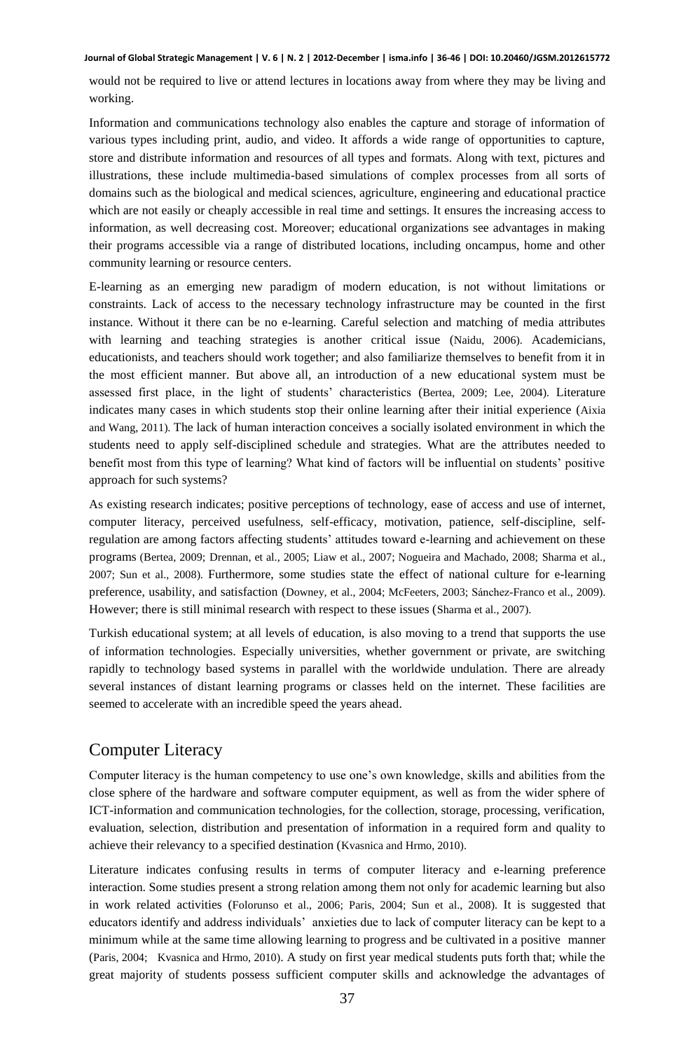would not be required to live or attend lectures in locations away from where they may be living and working.

Information and communications technology also enables the capture and storage of information of various types including print, audio, and video. It affords a wide range of opportunities to capture, store and distribute information and resources of all types and formats. Along with text, pictures and illustrations, these include multimedia-based simulations of complex processes from all sorts of domains such as the biological and medical sciences, agriculture, engineering and educational practice which are not easily or cheaply accessible in real time and settings. It ensures the increasing access to information, as well decreasing cost. Moreover; educational organizations see advantages in making their programs accessible via a range of distributed locations, including oncampus, home and other community learning or resource centers.

E-learning as an emerging new paradigm of modern education, is not without limitations or constraints. Lack of access to the necessary technology infrastructure may be counted in the first instance. Without it there can be no e-learning. Careful selection and matching of media attributes with learning and teaching strategies is another critical issue (Naidu, 2006). Academicians, educationists, and teachers should work together; and also familiarize themselves to benefit from it in the most efficient manner. But above all, an introduction of a new educational system must be assessed first place, in the light of students' characteristics (Bertea, 2009; Lee, 2004). Literature indicates many cases in which students stop their online learning after their initial experience (Aixia and Wang, 2011). The lack of human interaction conceives a socially isolated environment in which the students need to apply self-disciplined schedule and strategies. What are the attributes needed to benefit most from this type of learning? What kind of factors will be influential on students' positive approach for such systems?

As existing research indicates; positive perceptions of technology, ease of access and use of internet, computer literacy, perceived usefulness, self-efficacy, motivation, patience, self-discipline, self-regulation are among factors affecting students' attitudes toward e-learning and achievement on these programs (Bertea, 2009; Drennan, et al., 2005; Liaw et al., 2007; Nogueira and Machado, 2008; Sharma et al., 2007; Sun et al., 2008). Furthermore, some studies state the effect of national culture for e-learning preference, usability, and satisfaction (Downey, et al., 2004; McFeeters, 2003; Sánchez-Franco et al., 2009). However; there is still minimal research with respect to these issues (Sharma et al., 2007).

Turkish educational system; at all levels of education, is also moving to a trend that supports the use of information technologies. Especially universities, whether government or private, are switching rapidly to technology based systems in parallel with the worldwide undulation. There are already several instances of distant learning programs or classes held on the internet. These facilities are seemed to accelerate with an incredible speed the years ahead.

## Computer Literacy

Computer literacy is the human competency to use one's own knowledge, skills and abilities from the close sphere of the hardware and software computer equipment, as well as from the wider sphere of ICT-information and communication technologies, for the collection, storage, processing, verification, evaluation, selection, distribution and presentation of information in a required form and quality to achieve their relevancy to a specified destination (Kvasnica and Hrmo, 2010).

Literature indicates confusing results in terms of computer literacy and e-learning preference interaction. Some studies present a strong relation among them not only for academic learning but also in work related activities (Folorunso et al., 2006; Paris, 2004; Sun et al., 2008). It is suggested that educators identify and address individuals' anxieties due to lack of computer literacy can be kept to a minimum while at the same time allowing learning to progress and be cultivated in a positive manner (Paris, 2004; Kvasnica and Hrmo, 2010). A study on first year medical students puts forth that; while the great majority of students possess sufficient computer skills and acknowledge the advantages of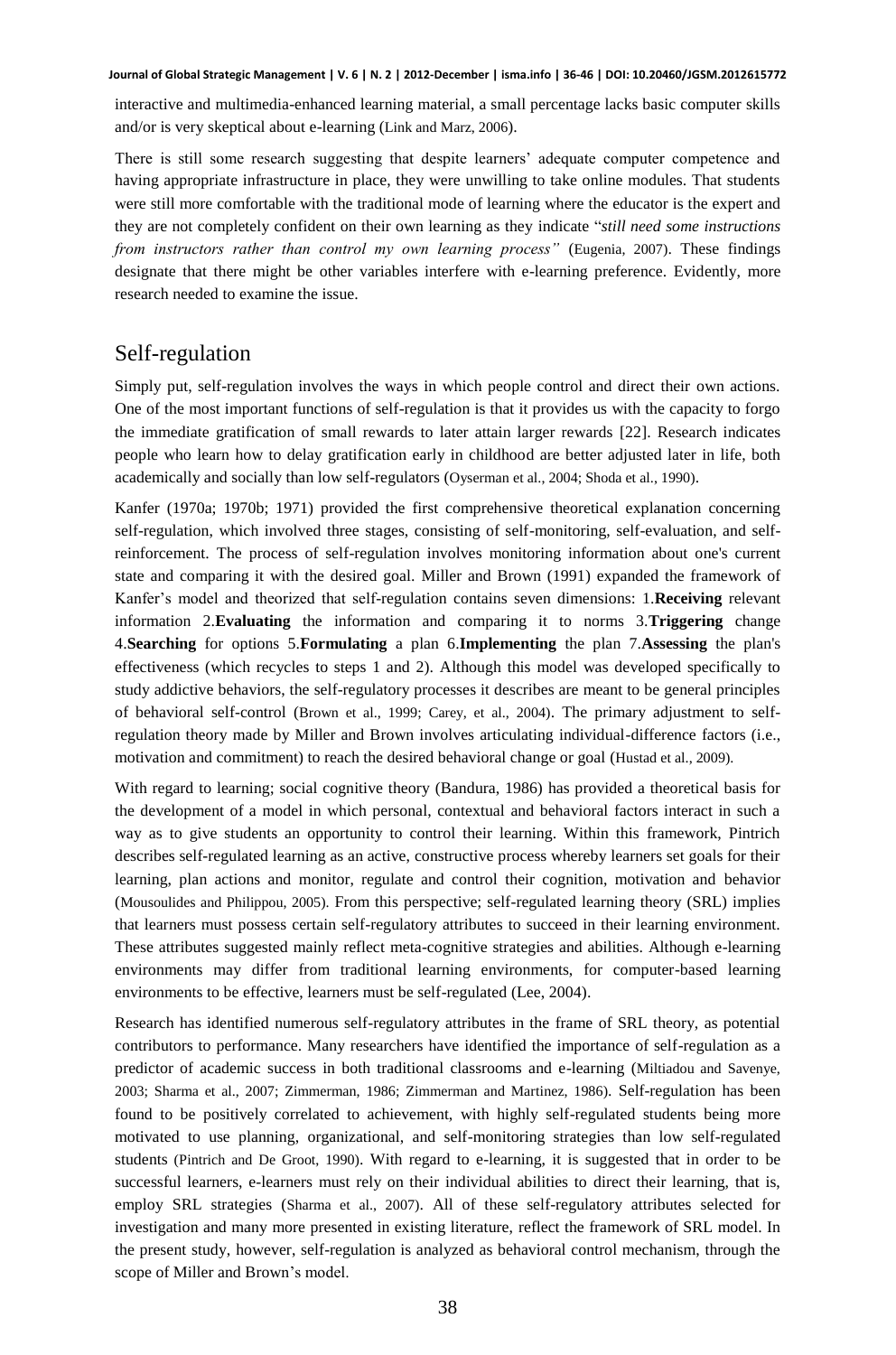interactive and multimedia-enhanced learning material, a small percentage lacks basic computer skills and/or is very skeptical about e-learning (Link and Marz, 2006).

There is still some research suggesting that despite learners' adequate computer competence and having appropriate infrastructure in place, they were unwilling to take online modules. That students were still more comfortable with the traditional mode of learning where the educator is the expert and they are not completely confident on their own learning as they indicate "*still need some instructions from instructors rather than control my own learning process"* (Eugenia, 2007). These findings designate that there might be other variables interfere with e-learning preference. Evidently, more research needed to examine the issue.

## Self-regulation

Simply put, self-regulation involves the ways in which people control and direct their own actions. One of the most important functions of self-regulation is that it provides us with the capacity to forgo the immediate gratification of small rewards to later attain larger rewards [22]. Research indicates people who learn how to delay gratification early in childhood are better adjusted later in life, both academically and socially than low self-regulators (Oyserman et al., 2004; Shoda et al., 1990).

Kanfer (1970a; 1970b; 1971) provided the first comprehensive theoretical explanation concerning self-regulation, which involved three stages, consisting of self-monitoring, self-evaluation, and self-reinforcement. The process of self-regulation involves monitoring information about one's current state and comparing it with the desired goal. Miller and Brown (1991) expanded the framework of Kanfer's model and theorized that self-regulation contains seven dimensions: 1.**Receiving** relevant information 2.**Evaluating** the information and comparing it to norms 3.**Triggering** change 4.**Searching** for options 5.**Formulating** a plan 6.**Implementing** the plan 7.**Assessing** the plan's effectiveness (which recycles to steps 1 and 2). Although this model was developed specifically to study addictive behaviors, the self-regulatory processes it describes are meant to be general principles of behavioral self-control (Brown et al., 1999; Carey, et al., 2004). The primary adjustment to self-regulation theory made by Miller and Brown involves articulating individual-difference factors (i.e., motivation and commitment) to reach the desired behavioral change or goal (Hustad et al., 2009).

With regard to learning; social cognitive theory (Bandura, 1986) has provided a theoretical basis for the development of a model in which personal, contextual and behavioral factors interact in such a way as to give students an opportunity to control their learning. Within this framework, Pintrich describes self-regulated learning as an active, constructive process whereby learners set goals for their learning, plan actions and monitor, regulate and control their cognition, motivation and behavior (Mousoulides and Philippou, 2005). From this perspective; self-regulated learning theory (SRL) implies that learners must possess certain self-regulatory attributes to succeed in their learning environment. These attributes suggested mainly reflect meta-cognitive strategies and abilities. Although e-learning environments may differ from traditional learning environments, for computer-based learning environments to be effective, learners must be self-regulated (Lee, 2004).

Research has identified numerous self-regulatory attributes in the frame of SRL theory, as potential contributors to performance. Many researchers have identified the importance of self-regulation as a predictor of academic success in both traditional classrooms and e-learning (Miltiadou and Savenye, 2003; Sharma et al., 2007; Zimmerman, 1986; Zimmerman and Martinez, 1986). Self-regulation has been found to be positively correlated to achievement, with highly self-regulated students being more motivated to use planning, organizational, and self-monitoring strategies than low self-regulated students (Pintrich and De Groot, 1990). With regard to e-learning, it is suggested that in order to be successful learners, e-learners must rely on their individual abilities to direct their learning, that is, employ SRL strategies (Sharma et al., 2007). All of these self-regulatory attributes selected for investigation and many more presented in existing literature, reflect the framework of SRL model. In the present study, however, self-regulation is analyzed as behavioral control mechanism, through the scope of Miller and Brown's model.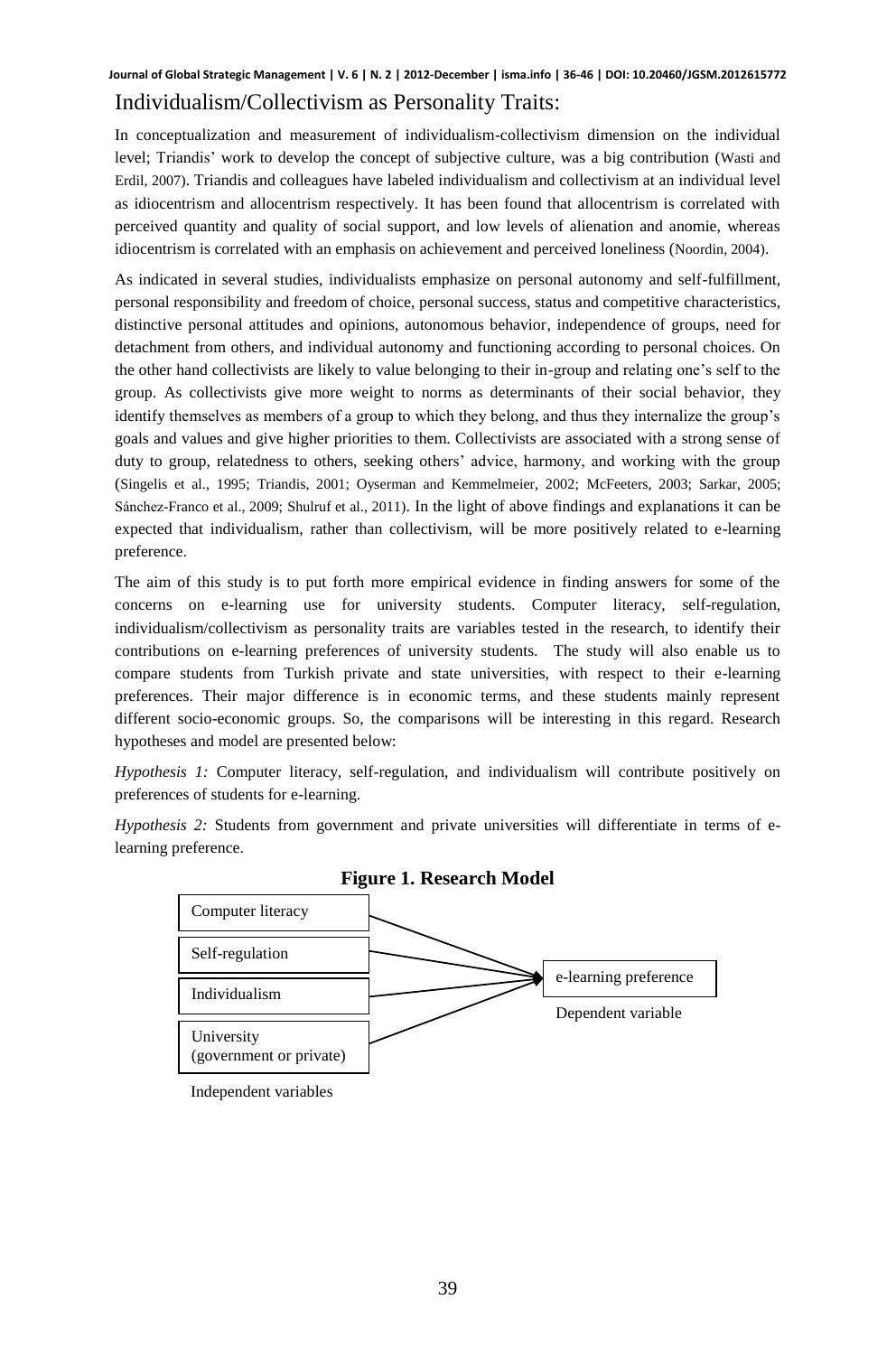## Individualism/Collectivism as Personality Traits:

In conceptualization and measurement of individualism-collectivism dimension on the individual level; Triandis' work to develop the concept of subjective culture, was a big contribution (Wasti and Erdil, 2007). Triandis and colleagues have labeled individualism and collectivism at an individual level as idiocentrism and allocentrism respectively. It has been found that allocentrism is correlated with perceived quantity and quality of social support, and low levels of alienation and anomie, whereas idiocentrism is correlated with an emphasis on achievement and perceived loneliness (Noordin, 2004).

As indicated in several studies, individualists emphasize on personal autonomy and self-fulfillment, personal responsibility and freedom of choice, personal success, status and competitive characteristics, distinctive personal attitudes and opinions, autonomous behavior, independence of groups, need for detachment from others, and individual autonomy and functioning according to personal choices. On the other hand collectivists are likely to value belonging to their in-group and relating one's self to the group. As collectivists give more weight to norms as determinants of their social behavior, they identify themselves as members of a group to which they belong, and thus they internalize the group's goals and values and give higher priorities to them. Collectivists are associated with a strong sense of duty to group, relatedness to others, seeking others' advice, harmony, and working with the group (Singelis et al., 1995; Triandis, 2001; Oyserman and Kemmelmeier, 2002; McFeeters, 2003; Sarkar, 2005; Sánchez-Franco et al., 2009; Shulruf et al., 2011). In the light of above findings and explanations it can be expected that individualism, rather than collectivism, will be more positively related to e-learning preference.

The aim of this study is to put forth more empirical evidence in finding answers for some of the concerns on e-learning use for university students. Computer literacy, self-regulation, individualism/collectivism as personality traits are variables tested in the research, to identify their contributions on e-learning preferences of university students. The study will also enable us to compare students from Turkish private and state universities, with respect to their e-learning preferences. Their major difference is in economic terms, and these students mainly represent different socio-economic groups. So, the comparisons will be interesting in this regard. Research hypotheses and model are presented below:

*Hypothesis 1:* Computer literacy, self-regulation, and individualism will contribute positively on preferences of students for e-learning.

*Hypothesis 2:* Students from government and private universities will differentiate in terms of e-learning preference.

**Figure 1. Research Model**

Computer literacy

Self-regulation

Individualism

University (government or private)

Independent variables

e-learning preference

Dependent variable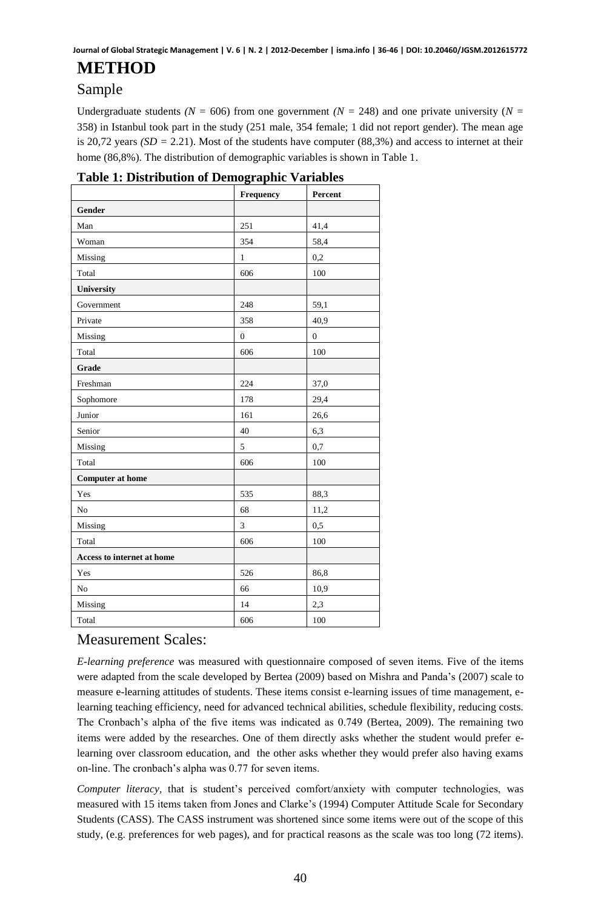# METHOD

## Sample

Undergraduate students *(N* = 606) from one government *(N* = 248) and one private university (*N* = 358) in Istanbul took part in the study (251 male, 354 female; 1 did not report gender). The mean age is 20,72 years *(SD* = 2.21). Most of the students have computer (88,3%) and access to internet at their home (86,8%). The distribution of demographic variables is shown in Table 1.

**Table 1: Distribution of Demographic Variables**

| | Frequency | Percent |
|---|---|---|
| **Gender** | | |
| Man | 251 | 41,4 |
| Woman | 354 | 58,4 |
| Missing | 1 | 0,2 |
| Total | 606 | 100 |
| **University** | | |
| Government | 248 | 59,1 |
| Private | 358 | 40,9 |
| Missing | 0 | 0 |
| Total | 606 | 100 |
| **Grade** | | |
| Freshman | 224 | 37,0 |
| Sophomore | 178 | 29,4 |
| Junior | 161 | 26,6 |
| Senior | 40 | 6,3 |
| Missing | 5 | 0,7 |
| Total | 606 | 100 |
| **Computer at home** | | |
| Yes | 535 | 88,3 |
| No | 68 | 11,2 |
| Missing | 3 | 0,5 |
| Total | 606 | 100 |
| **Access to internet at home** | | |
| Yes | 526 | 86,8 |
| No | 66 | 10,9 |
| Missing | 14 | 2,3 |
| Total | 606 | 100 |

## Measurement Scales:

*E-learning preference* was measured with questionnaire composed of seven items. Five of the items were adapted from the scale developed by Bertea (2009) based on Mishra and Panda's (2007) scale to measure e-learning attitudes of students. These items consist e-learning issues of time management, e-learning teaching efficiency, need for advanced technical abilities, schedule flexibility, reducing costs. The Cronbach's alpha of the five items was indicated as 0.749 (Bertea, 2009). The remaining two items were added by the researches. One of them directly asks whether the student would prefer e-learning over classroom education, and the other asks whether they would prefer also having exams on-line. The cronbach's alpha was 0.77 for seven items.

*Computer literacy*, that is student's perceived comfort/anxiety with computer technologies, was measured with 15 items taken from Jones and Clarke's (1994) Computer Attitude Scale for Secondary Students (CASS). The CASS instrument was shortened since some items were out of the scope of this study, (e.g. preferences for web pages), and for practical reasons as the scale was too long (72 items).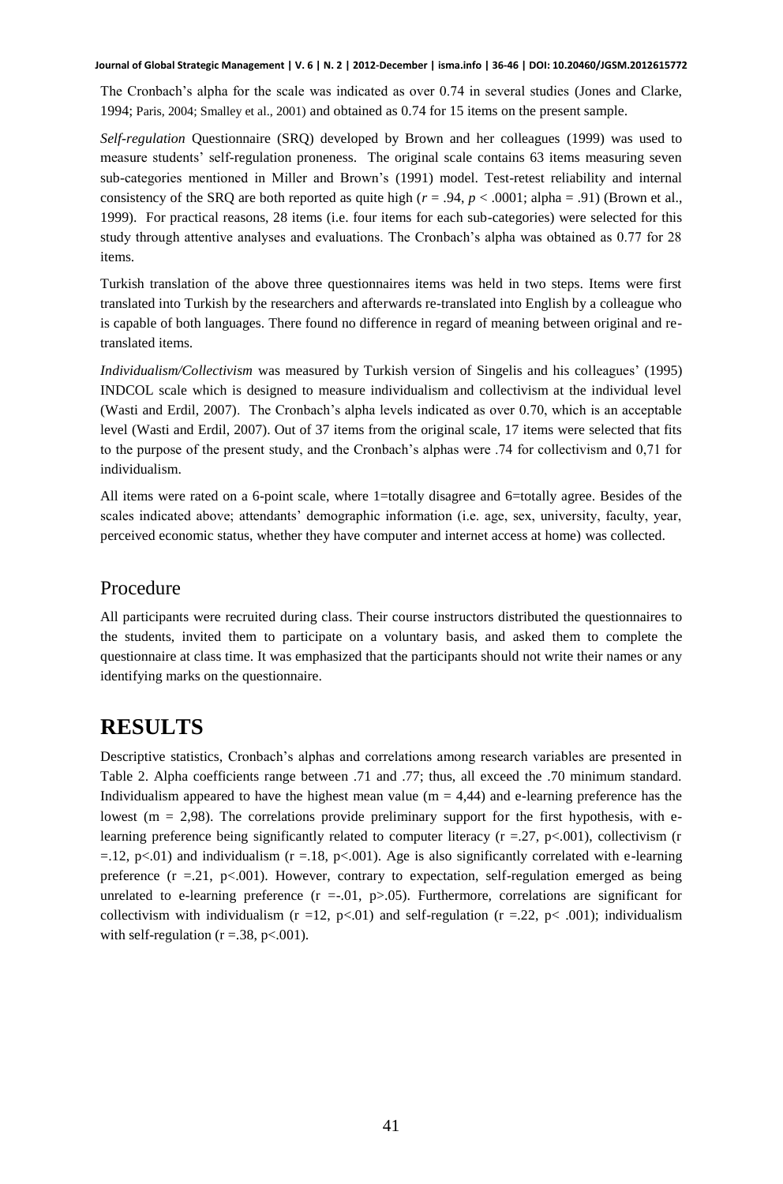The Cronbach's alpha for the scale was indicated as over 0.74 in several studies (Jones and Clarke, 1994; Paris, 2004; Smalley et al., 2001) and obtained as 0.74 for 15 items on the present sample.

*Self-regulation* Questionnaire (SRQ) developed by Brown and her colleagues (1999) was used to measure students' self-regulation proneness. The original scale contains 63 items measuring seven sub-categories mentioned in Miller and Brown's (1991) model. Test-retest reliability and internal consistency of the SRQ are both reported as quite high ($r = .94$, $p < .0001$; alpha = .91) (Brown et al., 1999). For practical reasons, 28 items (i.e. four items for each sub-categories) were selected for this study through attentive analyses and evaluations. The Cronbach's alpha was obtained as 0.77 for 28 items.

Turkish translation of the above three questionnaires items was held in two steps. Items were first translated into Turkish by the researchers and afterwards re-translated into English by a colleague who is capable of both languages. There found no difference in regard of meaning between original and re-translated items.

*Individualism/Collectivism* was measured by Turkish version of Singelis and his colleagues' (1995) INDCOL scale which is designed to measure individualism and collectivism at the individual level (Wasti and Erdil, 2007). The Cronbach's alpha levels indicated as over 0.70, which is an acceptable level (Wasti and Erdil, 2007). Out of 37 items from the original scale, 17 items were selected that fits to the purpose of the present study, and the Cronbach's alphas were .74 for collectivism and 0,71 for individualism.

All items were rated on a 6-point scale, where 1=totally disagree and 6=totally agree. Besides of the scales indicated above; attendants' demographic information (i.e. age, sex, university, faculty, year, perceived economic status, whether they have computer and internet access at home) was collected.

## Procedure

All participants were recruited during class. Their course instructors distributed the questionnaires to the students, invited them to participate on a voluntary basis, and asked them to complete the questionnaire at class time. It was emphasized that the participants should not write their names or any identifying marks on the questionnaire.

# RESULTS

Descriptive statistics, Cronbach's alphas and correlations among research variables are presented in Table 2. Alpha coefficients range between .71 and .77; thus, all exceed the .70 minimum standard. Individualism appeared to have the highest mean value ($m = 4,44$) and e-learning preference has the lowest ($m = 2,98$). The correlations provide preliminary support for the first hypothesis, with e-learning preference being significantly related to computer literacy ($r = .27$, $p < .001$), collectivism ($r = .12$, $p < .01$) and individualism ($r = .18$, $p < .001$). Age is also significantly correlated with e-learning preference ($r = .21$, $p < .001$). However, contrary to expectation, self-regulation emerged as being unrelated to e-learning preference ($r = -.01$, $p > .05$). Furthermore, correlations are significant for collectivism with individualism ($r = 12$, $p < .01$) and self-regulation ($r = .22$, $p < .001$); individualism with self-regulation ($r = .38$, $p < .001$).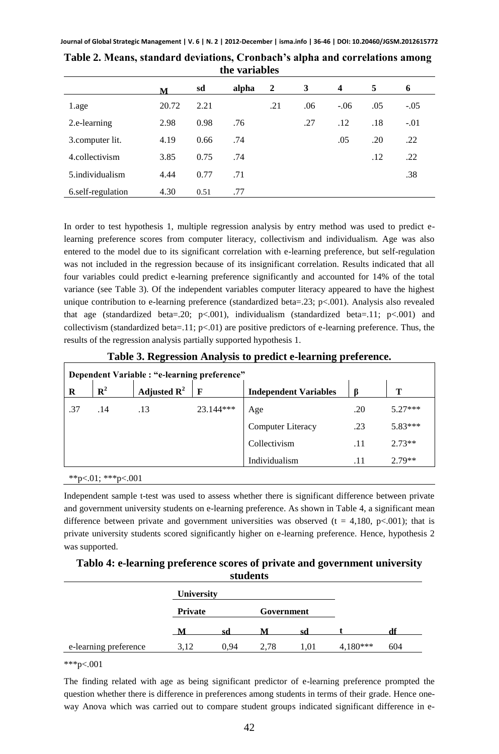**Table 2. Means, standard deviations, Cronbach's alpha and correlations among the variables**

| | M | sd | alpha | 2 | 3 | 4 | 5 | 6 |
|---|---|---|---|---|---|---|---|---|
| 1.age | 20.72 | 2.21 | | .21 | .06 | -.06 | .05 | -.05 |
| 2.e-learning | 2.98 | 0.98 | .76 | | .27 | .12 | .18 | -.01 |
| 3.computer lit. | 4.19 | 0.66 | .74 | | | .05 | .20 | .22 |
| 4.collectivism | 3.85 | 0.75 | .74 | | | | .12 | .22 |
| 5.individualism | 4.44 | 0.77 | .71 | | | | | .38 |
| 6.self-regulation | 4.30 | 0.51 | .77 | | | | | |

In order to test hypothesis 1, multiple regression analysis by entry method was used to predict e-learning preference scores from computer literacy, collectivism and individualism. Age was also entered to the model due to its significant correlation with e-learning preference, but self-regulation was not included in the regression because of its insignificant correlation. Results indicated that all four variables could predict e-learning preference significantly and accounted for 14% of the total variance (see Table 3). Of the independent variables computer literacy appeared to have the highest unique contribution to e-learning preference (standardized beta=.23; $p<.001$). Analysis also revealed that age (standardized beta=.20; $p<.001$), individualism (standardized beta=.11; $p<.001$) and collectivism (standardized beta=.11; $p<.01$) are positive predictors of e-learning preference. Thus, the results of the regression analysis partially supported hypothesis 1.

**Table 3. Regression Analysis to predict e-learning preference.**

| Dependent Variable : "e-learning preference" | | | | | | |
|---|---|---|---|---|---|---|
| **R** | **$R^2$** | **Adjusted $R^2$** | **F** | **Independent Variables** | **β** | **T** |
| .37 | .14 | .13 | 23.144*** | Age | .20 | 5.27*** |
| | | | | Computer Literacy | .23 | 5.83*** |
| | | | | Collectivism | .11 | 2.73** |
| | | | | Individualism | .11 | 2.79** |

**p<.01; ***p<.001

Independent sample t-test was used to assess whether there is significant difference between private and government university students on e-learning preference. As shown in Table 4, a significant mean difference between private and government universities was observed ($t = 4,180$, $p<.001$); that is private university students scored significantly higher on e-learning preference. Hence, hypothesis 2 was supported.

**Tablo 4: e-learning preference scores of private and government university students**

| | University | | | | | |
|---|---|---|---|---|---|---|
| | Private | | Government | | | |
| | M | sd | M | sd | t | df |
| e-learning preference | 3,12 | 0,94 | 2,78 | 1,01 | 4,180*** | 604 |

***p<.001

The finding related with age as being significant predictor of e-learning preference prompted the question whether there is difference in preferences among students in terms of their grade. Hence one-way Anova which was carried out to compare student groups indicated significant difference in e-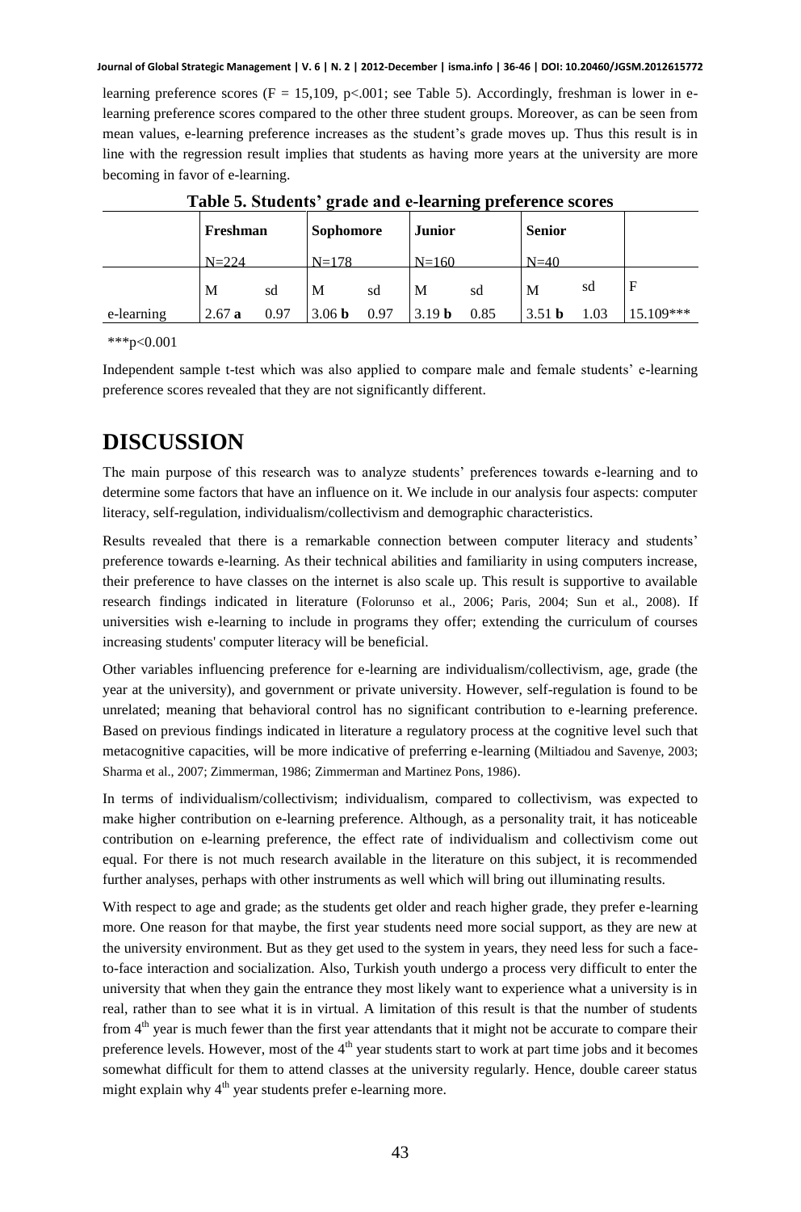learning preference scores ($F = 15,109$, $p<.001$; see Table 5). Accordingly, freshman is lower in e-learning preference scores compared to the other three student groups. Moreover, as can be seen from mean values, e-learning preference increases as the student's grade moves up. Thus this result is in line with the regression result implies that students as having more years at the university are more becoming in favor of e-learning.

**Table 5. Students' grade and e-learning preference scores**

| | **Freshman** | | **Sophomore** | | **Junior** | | **Senior** | | |
|---|---|---|---|---|---|---|---|---|---|
| | N=224 | | N=178 | | N=160 | | N=40 | | |
| | M | sd | M | sd | M | sd | M | sd | F |
| e-learning | 2.67 **a** | 0.97 | 3.06 **b** | 0.97 | 3.19 **b** | 0.85 | 3.51 **b** | 1.03 | 15.109*** |

***p<0.001

Independent sample t-test which was also applied to compare male and female students' e-learning preference scores revealed that they are not significantly different.

# DISCUSSION

The main purpose of this research was to analyze students' preferences towards e-learning and to determine some factors that have an influence on it. We include in our analysis four aspects: computer literacy, self-regulation, individualism/collectivism and demographic characteristics.

Results revealed that there is a remarkable connection between computer literacy and students' preference towards e-learning. As their technical abilities and familiarity in using computers increase, their preference to have classes on the internet is also scale up. This result is supportive to available research findings indicated in literature (Folorunso et al., 2006; Paris, 2004; Sun et al., 2008). If universities wish e-learning to include in programs they offer; extending the curriculum of courses increasing students' computer literacy will be beneficial.

Other variables influencing preference for e-learning are individualism/collectivism, age, grade (the year at the university), and government or private university. However, self-regulation is found to be unrelated; meaning that behavioral control has no significant contribution to e-learning preference. Based on previous findings indicated in literature a regulatory process at the cognitive level such that metacognitive capacities, will be more indicative of preferring e-learning (Miltiadou and Savenye, 2003; Sharma et al., 2007; Zimmerman, 1986; Zimmerman and Martinez Pons, 1986).

In terms of individualism/collectivism; individualism, compared to collectivism, was expected to make higher contribution on e-learning preference. Although, as a personality trait, it has noticeable contribution on e-learning preference, the effect rate of individualism and collectivism come out equal. For there is not much research available in the literature on this subject, it is recommended further analyses, perhaps with other instruments as well which will bring out illuminating results.

With respect to age and grade; as the students get older and reach higher grade, they prefer e-learning more. One reason for that maybe, the first year students need more social support, as they are new at the university environment. But as they get used to the system in years, they need less for such a face-to-face interaction and socialization. Also, Turkish youth undergo a process very difficult to enter the university that when they gain the entrance they most likely want to experience what a university is in real, rather than to see what it is in virtual. A limitation of this result is that the number of students from 4th year is much fewer than the first year attendants that it might not be accurate to compare their preference levels. However, most of the 4th year students start to work at part time jobs and it becomes somewhat difficult for them to attend classes at the university regularly. Hence, double career status might explain why 4th year students prefer e-learning more.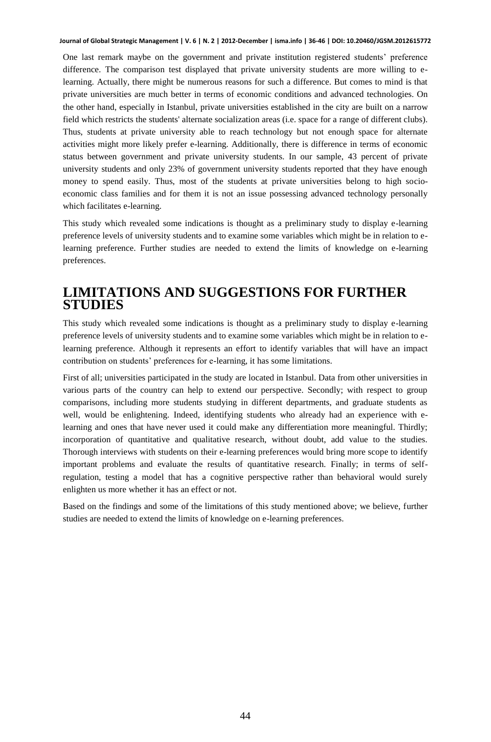One last remark maybe on the government and private institution registered students' preference difference. The comparison test displayed that private university students are more willing to e-learning. Actually, there might be numerous reasons for such a difference. But comes to mind is that private universities are much better in terms of economic conditions and advanced technologies. On the other hand, especially in Istanbul, private universities established in the city are built on a narrow field which restricts the students' alternate socialization areas (i.e. space for a range of different clubs). Thus, students at private university able to reach technology but not enough space for alternate activities might more likely prefer e-learning. Additionally, there is difference in terms of economic status between government and private university students. In our sample, 43 percent of private university students and only 23% of government university students reported that they have enough money to spend easily. Thus, most of the students at private universities belong to high socio-economic class families and for them it is not an issue possessing advanced technology personally which facilitates e-learning.

This study which revealed some indications is thought as a preliminary study to display e-learning preference levels of university students and to examine some variables which might be in relation to e-learning preference. Further studies are needed to extend the limits of knowledge on e-learning preferences.

# LIMITATIONS AND SUGGESTIONS FOR FURTHER STUDIES

This study which revealed some indications is thought as a preliminary study to display e-learning preference levels of university students and to examine some variables which might be in relation to e-learning preference. Although it represents an effort to identify variables that will have an impact contribution on students' preferences for e-learning, it has some limitations.

First of all; universities participated in the study are located in Istanbul. Data from other universities in various parts of the country can help to extend our perspective. Secondly; with respect to group comparisons, including more students studying in different departments, and graduate students as well, would be enlightening. Indeed, identifying students who already had an experience with e-learning and ones that have never used it could make any differentiation more meaningful. Thirdly; incorporation of quantitative and qualitative research, without doubt, add value to the studies. Thorough interviews with students on their e-learning preferences would bring more scope to identify important problems and evaluate the results of quantitative research. Finally; in terms of self-regulation, testing a model that has a cognitive perspective rather than behavioral would surely enlighten us more whether it has an effect or not.

Based on the findings and some of the limitations of this study mentioned above; we believe, further studies are needed to extend the limits of knowledge on e-learning preferences.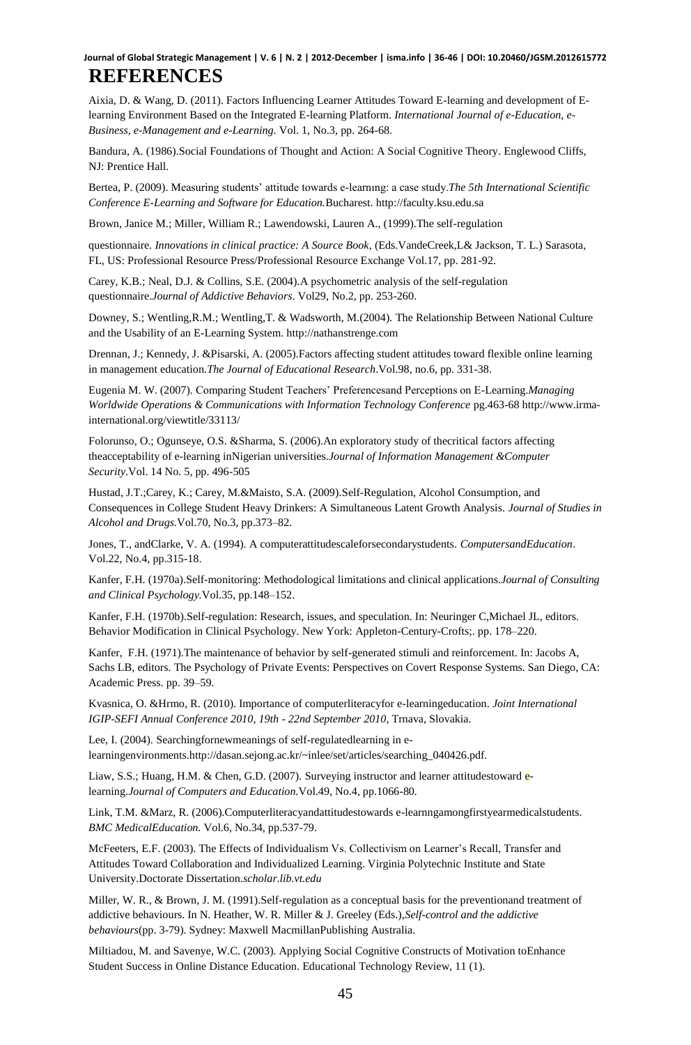# REFERENCES

Aixia, D. & Wang, D. (2011). Factors Influencing Learner Attitudes Toward E-learning and development of E-learning Environment Based on the Integrated E-learning Platform. *International Journal of e-Education, e-Business, e-Management and e-Learning.* Vol. 1, No.3, pp. 264-68.

Bandura, A. (1986).Social Foundations of Thought and Action: A Social Cognitive Theory. Englewood Cliffs, NJ: Prentice Hall.

Bertea, P. (2009). Measuring students' attitude towards e-learnıng: a case study.*The 5th International Scientific Conference E-Learning and Software for Education.*Bucharest. http://faculty.ksu.edu.sa

Brown, Janice M.; Miller, William R.; Lawendowski, Lauren A., (1999).The self-regulation

questionnaire. *Innovations in clinical practice: A Source Book*, (Eds.VandeCreek,L& Jackson, T. L.) Sarasota, FL, US: Professional Resource Press/Professional Resource Exchange Vol.17, pp. 281-92.

Carey, K.B.; Neal, D.J. & Collins, S.E. (2004).A psychometric analysis of the self-regulation questionnaire.*Journal of Addictive Behaviors*. Vol29, No.2, pp. 253-260.

Downey, S.; Wentling,R.M.; Wentling,T. & Wadsworth, M.(2004). The Relationship Between National Culture and the Usability of an E-Learning System. http://nathanstrenge.com

Drennan, J.; Kennedy, J. &Pisarski, A. (2005).Factors affecting student attitudes toward flexible online learning in management education.*The Journal of Educational Research*.Vol.98, no.6, pp. 331-38.

Eugenia M. W. (2007). Comparing Student Teachers' Preferencesand Perceptions on E-Learning.*Managing Worldwide Operations & Communications with Information Technology Conference* pg.463-68 http://www.irma-international.org/viewtitle/33113/

Folorunso, O.; Ogunseye, O.S. &Sharma, S. (2006).An exploratory study of thecritical factors affecting theacceptability of e-learning inNigerian universities.*Journal of Information Management &Computer Security*.Vol. 14 No. 5, pp. 496-505

Hustad, J.T.;Carey, K.; Carey, M.&Maisto, S.A. (2009).Self-Regulation, Alcohol Consumption, and Consequences in College Student Heavy Drinkers: A Simultaneous Latent Growth Analysis. *Journal of Studies in Alcohol and Drugs.*Vol.70, No.3, pp.373–82.

Jones, T., andClarke, V. A. (1994). A computerattitudescaleforsecondarystudents. *ComputersandEducation*. Vol.22, No.4, pp.315-18.

Kanfer, F.H. (1970a).Self-monitoring: Methodological limitations and clinical applications.*Journal of Consulting and Clinical Psychology.*Vol.35, pp.148–152.

Kanfer, F.H. (1970b).Self-regulation: Research, issues, and speculation. In: Neuringer C,Michael JL, editors. Behavior Modification in Clinical Psychology. New York: Appleton-Century-Crofts;. pp. 178–220.

Kanfer, F.H. (1971).The maintenance of behavior by self-generated stimuli and reinforcement. In: Jacobs A, Sachs LB, editors. The Psychology of Private Events: Perspectives on Covert Response Systems. San Diego, CA: Academic Press. pp. 39–59.

Kvasnica, O. &Hrmo, R. (2010). Importance of computerliteracyfor e-learningeducation. *Joint International IGIP-SEFI Annual Conference 2010, 19th - 22nd September 2010*, Trnava, Slovakia.

Lee, I. (2004). Searchingfornewmeanings of self-regulatedlearning in e-learningenvironments.http://dasan.sejong.ac.kr/~inlee/set/articles/searching_040426.pdf.

Liaw, S.S.; Huang, H.M. & Chen, G.D. (2007). Surveying instructor and learner attitudestoward e-learning.*Journal of Computers and Education.*Vol.49, No.4, pp.1066-80.

Link, T.M. &Marz, R. (2006).Computerliteracyandattitudestowards e-learnngamongfirstyearmedicalstudents. *BMC MedicalEducation.* Vol.6, No.34, pp.537-79.

McFeeters, E.F. (2003). The Effects of Individualism Vs. Collectivism on Learner's Recall, Transfer and Attitudes Toward Collaboration and Individualized Learning. Virginia Polytechnic Institute and State University.Doctorate Dissertation.*scholar.lib.vt.edu*

Miller, W. R., & Brown, J. M. (1991).Self-regulation as a conceptual basis for the preventionand treatment of addictive behaviours. In N. Heather, W. R. Miller & J. Greeley (Eds.),*Self-control and the addictive behaviours*(pp. 3-79). Sydney: Maxwell MacmillanPublishing Australia.

Miltiadou, M. and Savenye, W.C. (2003). Applying Social Cognitive Constructs of Motivation toEnhance Student Success in Online Distance Education. Educational Technology Review, 11 (1).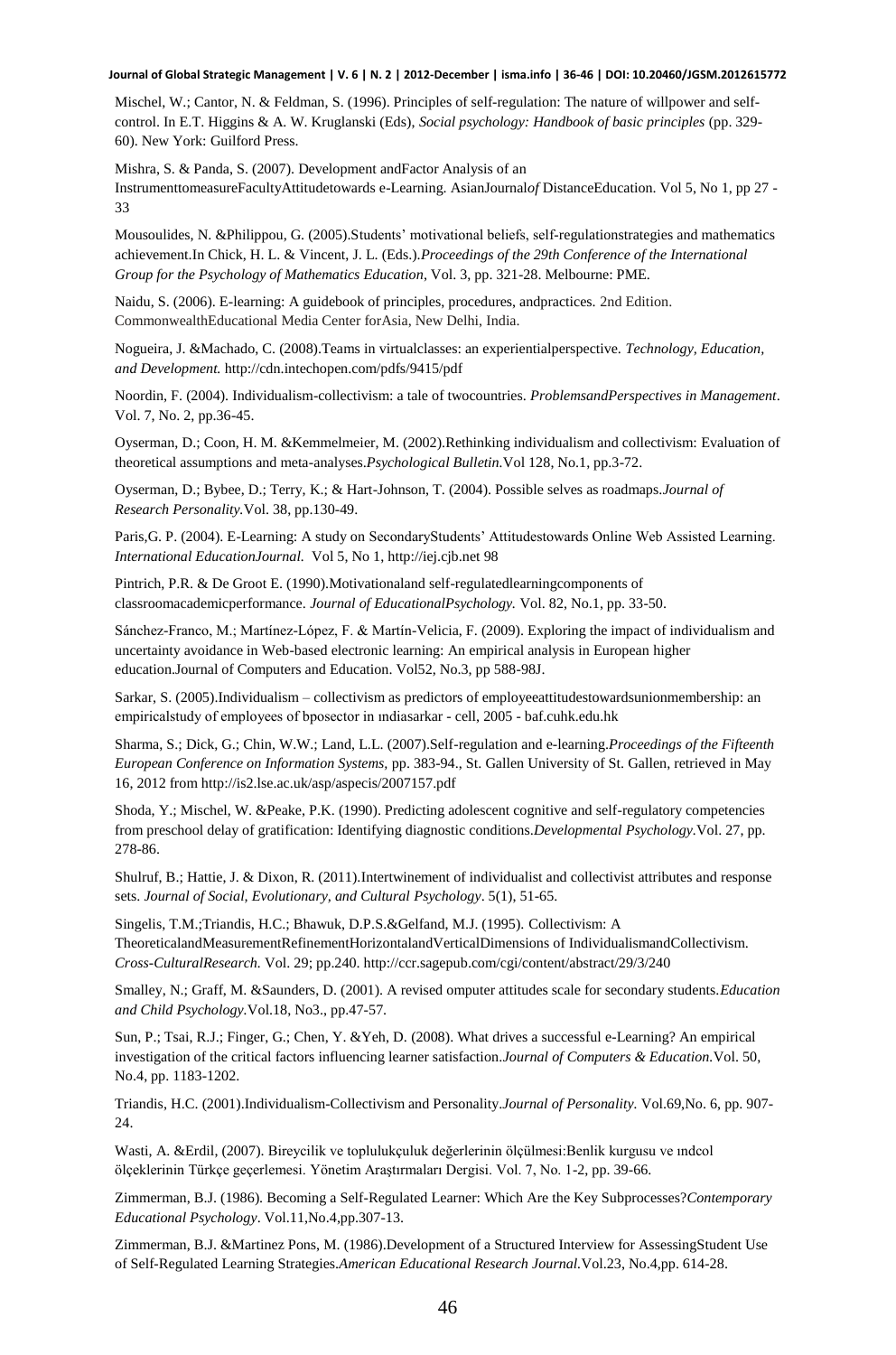Mischel, W.; Cantor, N. & Feldman, S. (1996). Principles of self-regulation: The nature of willpower and self-control. In E.T. Higgins & A. W. Kruglanski (Eds), *Social psychology: Handbook of basic principles* (pp. 329-60). New York: Guilford Press.

Mishra, S. & Panda, S. (2007). Development andFactor Analysis of an InstrumenttomeasureFacultyAttitudetowards e-Learning. AsianJournal*of* DistanceEducation. Vol 5, No 1, pp 27 - 33

Mousoulides, N. &Philippou, G. (2005).Students' motivational beliefs, self-regulationstrategies and mathematics achievement.In Chick, H. L. & Vincent, J. L. (Eds.).*Proceedings of the 29th Conference of the International Group for the Psychology of Mathematics Education*, Vol. 3, pp. 321-28. Melbourne: PME.

Naidu, S. (2006). E-learning: A guidebook of principles, procedures, andpractices. 2nd Edition. CommonwealthEducational Media Center forAsia, New Delhi, India.

Nogueira, J. &Machado, C. (2008).Teams in virtualclasses: an experientialperspective. *Technology, Education, and Development.* http://cdn.intechopen.com/pdfs/9415/pdf

Noordin, F. (2004). Individualism-collectivism: a tale of twocountries. *ProblemsandPerspectives in Management*. Vol. 7, No. 2, pp.36-45.

Oyserman, D.; Coon, H. M. &Kemmelmeier, M. (2002).Rethinking individualism and collectivism: Evaluation of theoretical assumptions and meta-analyses.*Psychological Bulletin.*Vol 128, No.1, pp.3-72.

Oyserman, D.; Bybee, D.; Terry, K.; & Hart-Johnson, T. (2004). Possible selves as roadmaps.*Journal of Research Personality.*Vol. 38, pp.130-49.

Paris,G. P. (2004). E-Learning: A study on SecondaryStudents' Attitudestowards Online Web Assisted Learning. *International EducationJournal.* Vol 5, No 1, http://iej.cjb.net 98

Pintrich, P.R. & De Groot E. (1990).Motivationaland self-regulatedlearningcomponents of classroomacademicperformance. *Journal of EducationalPsychology.* Vol. 82, No.1, pp. 33-50.

Sánchez-Franco, M.; Martínez-López, F. & Martín-Velicia, F. (2009). Exploring the impact of individualism and uncertainty avoidance in Web-based electronic learning: An empirical analysis in European higher education.Journal of Computers and Education. Vol52, No.3, pp 588-98J.

Sarkar, S. (2005).Individualism – collectivism as predictors of employeeattitudestowardsunionmembership: an empiricalstudy of employees of bposector in ındiasarkar - cell, 2005 - baf.cuhk.edu.hk

Sharma, S.; Dick, G.; Chin, W.W.; Land, L.L. (2007).Self-regulation and e-learning.*Proceedings of the Fifteenth European Conference on Information Systems,* pp. 383-94., St. Gallen University of St. Gallen, retrieved in May 16, 2012 from http://is2.lse.ac.uk/asp/aspecis/2007157.pdf

Shoda, Y.; Mischel, W. &Peake, P.K. (1990). Predicting adolescent cognitive and self-regulatory competencies from preschool delay of gratification: Identifying diagnostic conditions.*Developmental Psychology.*Vol. 27, pp. 278-86.

Shulruf, B.; Hattie, J. & Dixon, R. (2011).Intertwinement of individualist and collectivist attributes and response sets. *Journal of Social, Evolutionary, and Cultural Psychology*. 5(1), 51-65.

Singelis, T.M.;Triandis, H.C.; Bhawuk, D.P.S.&Gelfand, M.J. (1995). Collectivism: A TheoreticalandMeasurementRefinementHorizontalandVerticalDimensions of IndividualismandCollectivism. *Cross-CulturalResearch.* Vol. 29; pp.240. http://ccr.sagepub.com/cgi/content/abstract/29/3/240

Smalley, N.; Graff, M. &Saunders, D. (2001). A revised omputer attitudes scale for secondary students.*Education and Child Psychology.*Vol.18, No3., pp.47-57.

Sun, P.; Tsai, R.J.; Finger, G.; Chen, Y. &Yeh, D. (2008). What drives a successful e-Learning? An empirical investigation of the critical factors influencing learner satisfaction.*Journal of Computers & Education.*Vol. 50, No.4, pp. 1183-1202.

Triandis, H.C. (2001).Individualism-Collectivism and Personality.*Journal of Personality.* Vol.69,No. 6, pp. 907-24.

Wasti, A. &Erdil, (2007). Bireycilik ve toplulukçuluk değerlerinin ölçülmesi:Benlik kurgusu ve ındcol ölçeklerinin Türkçe geçerlemesi. Yönetim Araştırmaları Dergisi. Vol. 7, No. 1-2, pp. 39-66.

Zimmerman, B.J. (1986). Becoming a Self-Regulated Learner: Which Are the Key Subprocesses?*Contemporary Educational Psychology*. Vol.11,No.4,pp.307-13.

Zimmerman, B.J. &Martinez Pons, M. (1986).Development of a Structured Interview for AssessingStudent Use of Self-Regulated Learning Strategies.*American Educational Research Journal.*Vol.23, No.4,pp. 614-28.